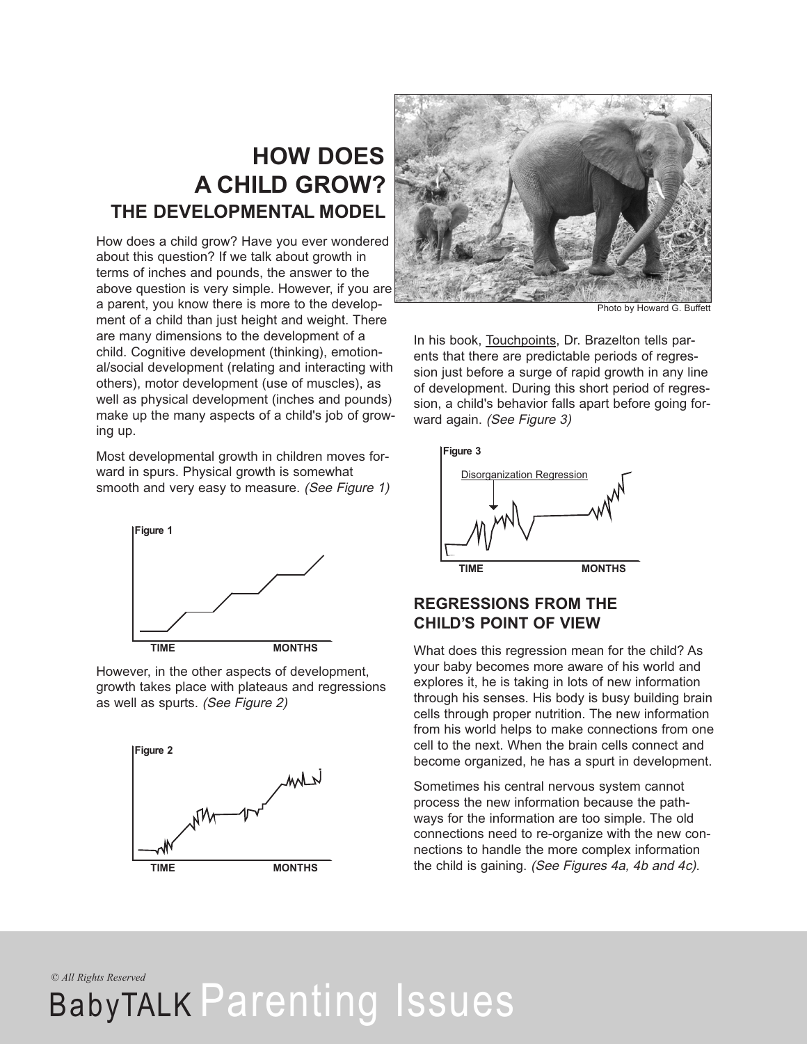# HOW DOES A CHILD GROW?

## THE DEVELOPMENTAL MODEL

How does a child grow? Have you ever wondered about this question? If we talk about growth in terms of inches and pounds, the answer to the above question is very simple. However, if you are a parent, you know there is more to the development of a child than just height and weight. There are many dimensions to the development of a child. Cognitive development (thinking), emotional/social development (relating and interacting with others), motor development (use of muscles), as well as physical development (inches and pounds) make up the many aspects of a child's job of growing up.

Most developmental growth in children moves forward in spurs. Physical growth is somewhat smooth and very easy to measure. *(See Figure 1)*

Figure 1

TIME MONTHS

However, in the other aspects of development, growth takes place with plateaus and regressions as well as spurts. *(See Figure 2)*

Figure 2

TIME MONTHS

Photo by Howard G. Buffett

In his book, Touchpoints, Dr. Brazelton tells parents that there are predictable periods of regression just before a surge of rapid growth in any line of development. During this short period of regression, a child's behavior falls apart before going forward again. *(See Figure 3)*

Figure 3

Disorganization Regression

TIME MONTHS

## REGRESSIONS FROM THE CHILD'S POINT OF VIEW

What does this regression mean for the child? As your baby becomes more aware of his world and explores it, he is taking in lots of new information through his senses. His body is busy building brain cells through proper nutrition. The new information from his world helps to make connections from one cell to the next. When the brain cells connect and become organized, he has a spurt in development.

Sometimes his central nervous system cannot process the new information because the pathways for the information are too simple. The old connections need to re-organize with the new connections to handle the more complex information the child is gaining. *(See Figures 4a, 4b and 4c)*.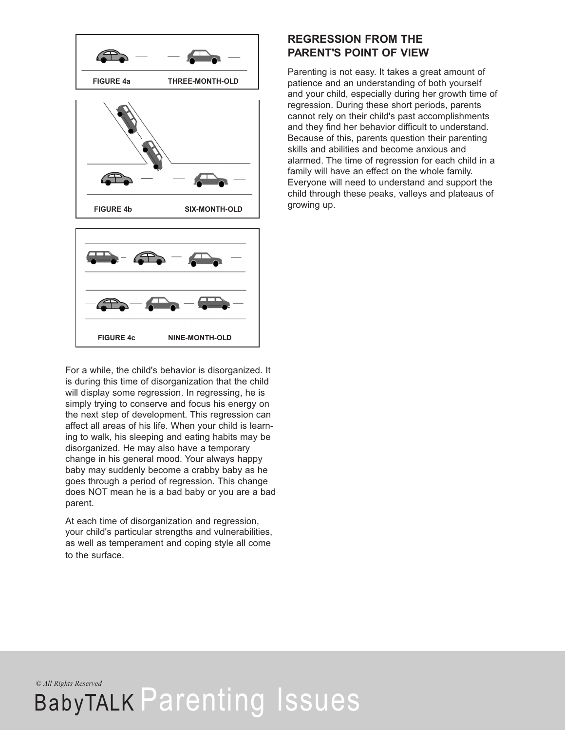FIGURE 4a THREE-MONTH-OLD

FIGURE 4b SIX-MONTH-OLD

FIGURE 4c NINE-MONTH-OLD

For a while, the child's behavior is disorganized. It is during this time of disorganization that the child will display some regression. In regressing, he is simply trying to conserve and focus his energy on the next step of development. This regression can affect all areas of his life. When your child is learning to walk, his sleeping and eating habits may be disorganized. He may also have a temporary change in his general mood. Your always happy baby may suddenly become a crabby baby as he goes through a period of regression. This change does NOT mean he is a bad baby or you are a bad parent.

At each time of disorganization and regression, your child's particular strengths and vulnerabilities, as well as temperament and coping style all come to the surface.

## REGRESSION FROM THE PARENT'S POINT OF VIEW

Parenting is not easy. It takes a great amount of patience and an understanding of both yourself and your child, especially during her growth time of regression. During these short periods, parents cannot rely on their child's past accomplishments and they find her behavior difficult to understand. Because of this, parents question their parenting skills and abilities and become anxious and alarmed. The time of regression for each child in a family will have an effect on the whole family. Everyone will need to understand and support the child through these peaks, valleys and plateaus of growing up.